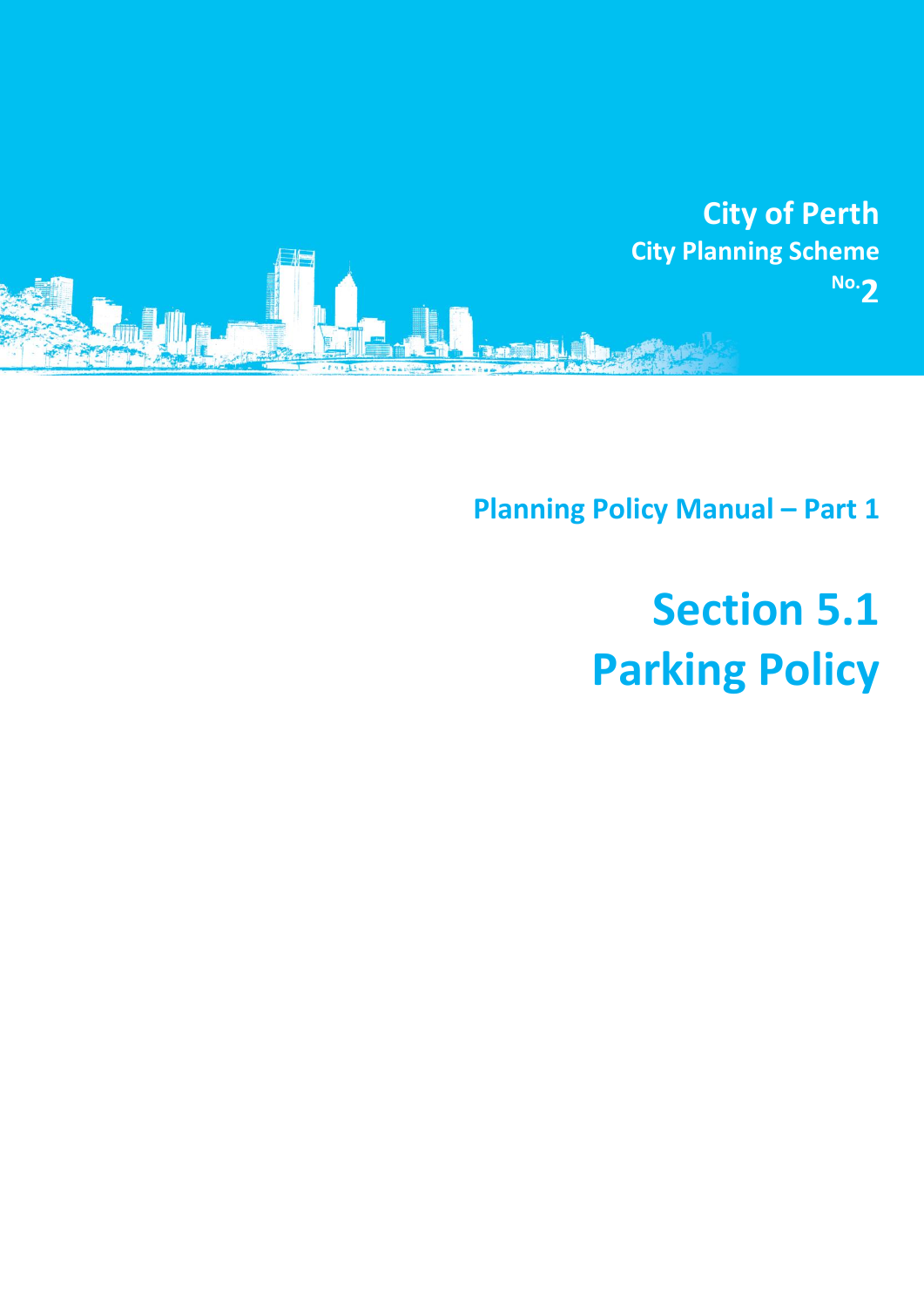City of Perth

City Planning Scheme No.2

Planning Policy Manual – Part 1

# Section 5.1

# Parking Policy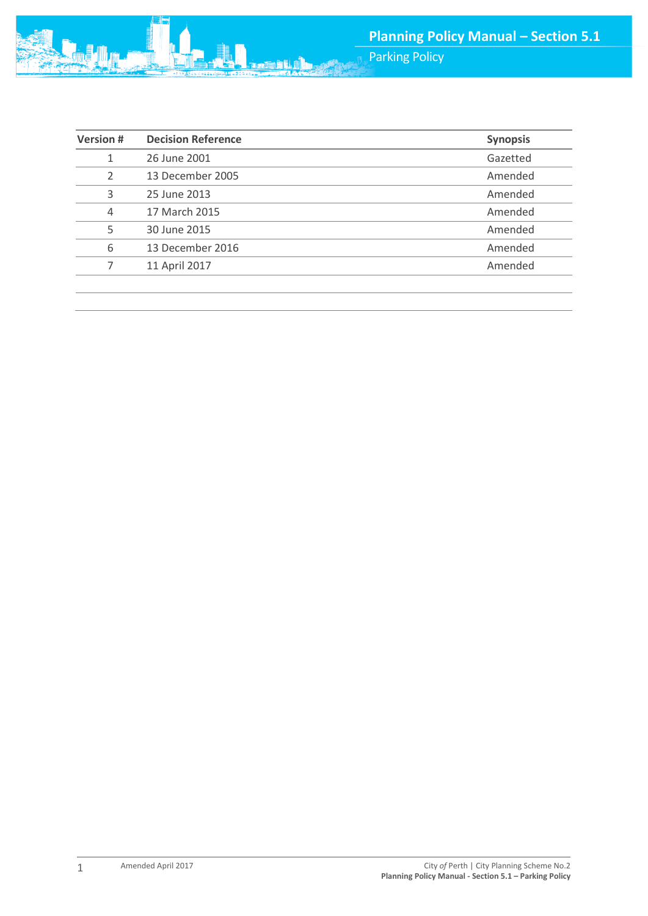| Version # | Decision Reference | Synopsis |
|---|---|---|
| 1 | 26 June 2001 | Gazetted |
| 2 | 13 December 2005 | Amended |
| 3 | 25 June 2013 | Amended |
| 4 | 17 March 2015 | Amended |
| 5 | 30 June 2015 | Amended |
| 6 | 13 December 2016 | Amended |
| 7 | 11 April 2017 | Amended |
| | | |
| | | |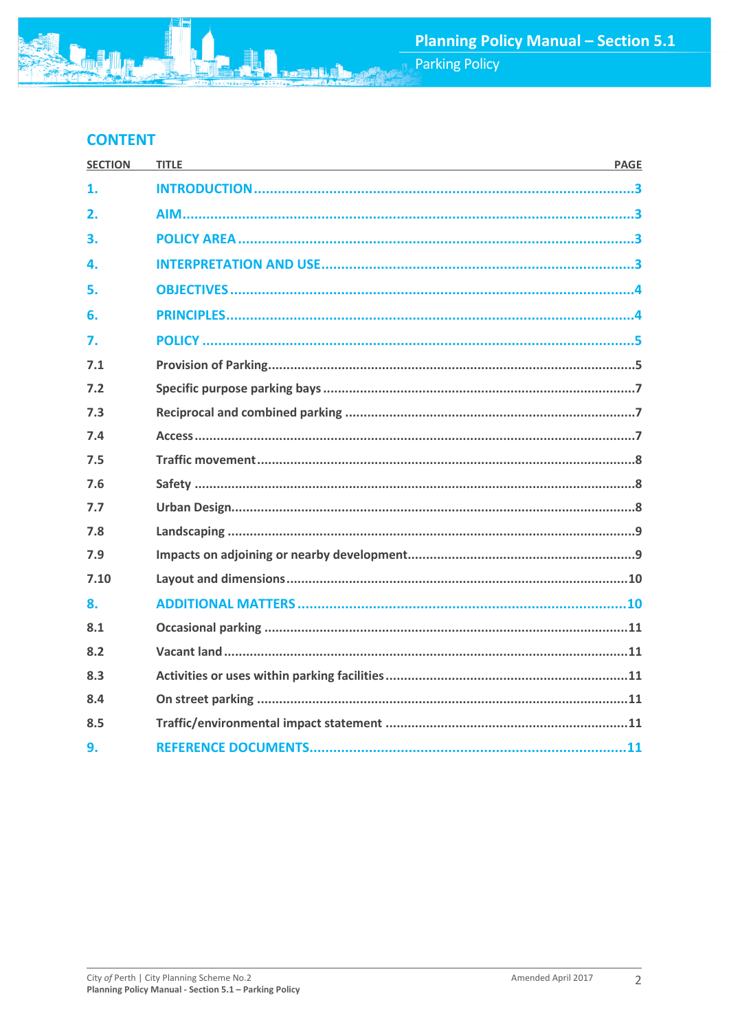## CONTENT

| SECTION | TITLE | PAGE |
|---|---|---|
| **1.** | **INTRODUCTION** | 3 |
| **2.** | **AIM** | 3 |
| **3.** | **POLICY AREA** | 3 |
| **4.** | **INTERPRETATION AND USE** | 3 |
| **5.** | **OBJECTIVES** | 4 |
| **6.** | **PRINCIPLES** | 4 |
| **7.** | **POLICY** | 5 |
| 7.1 | Provision of Parking | 5 |
| 7.2 | Specific purpose parking bays | 7 |
| 7.3 | Reciprocal and combined parking | 7 |
| 7.4 | Access | 7 |
| 7.5 | Traffic movement | 8 |
| 7.6 | Safety | 8 |
| 7.7 | Urban Design | 8 |
| 7.8 | Landscaping | 9 |
| 7.9 | Impacts on adjoining or nearby development | 9 |
| 7.10 | Layout and dimensions | 10 |
| **8.** | **ADDITIONAL MATTERS** | 10 |
| 8.1 | Occasional parking | 11 |
| 8.2 | Vacant land | 11 |
| 8.3 | Activities or uses within parking facilities | 11 |
| 8.4 | On street parking | 11 |
| 8.5 | Traffic/environmental impact statement | 11 |
| **9.** | **REFERENCE DOCUMENTS** | 11 |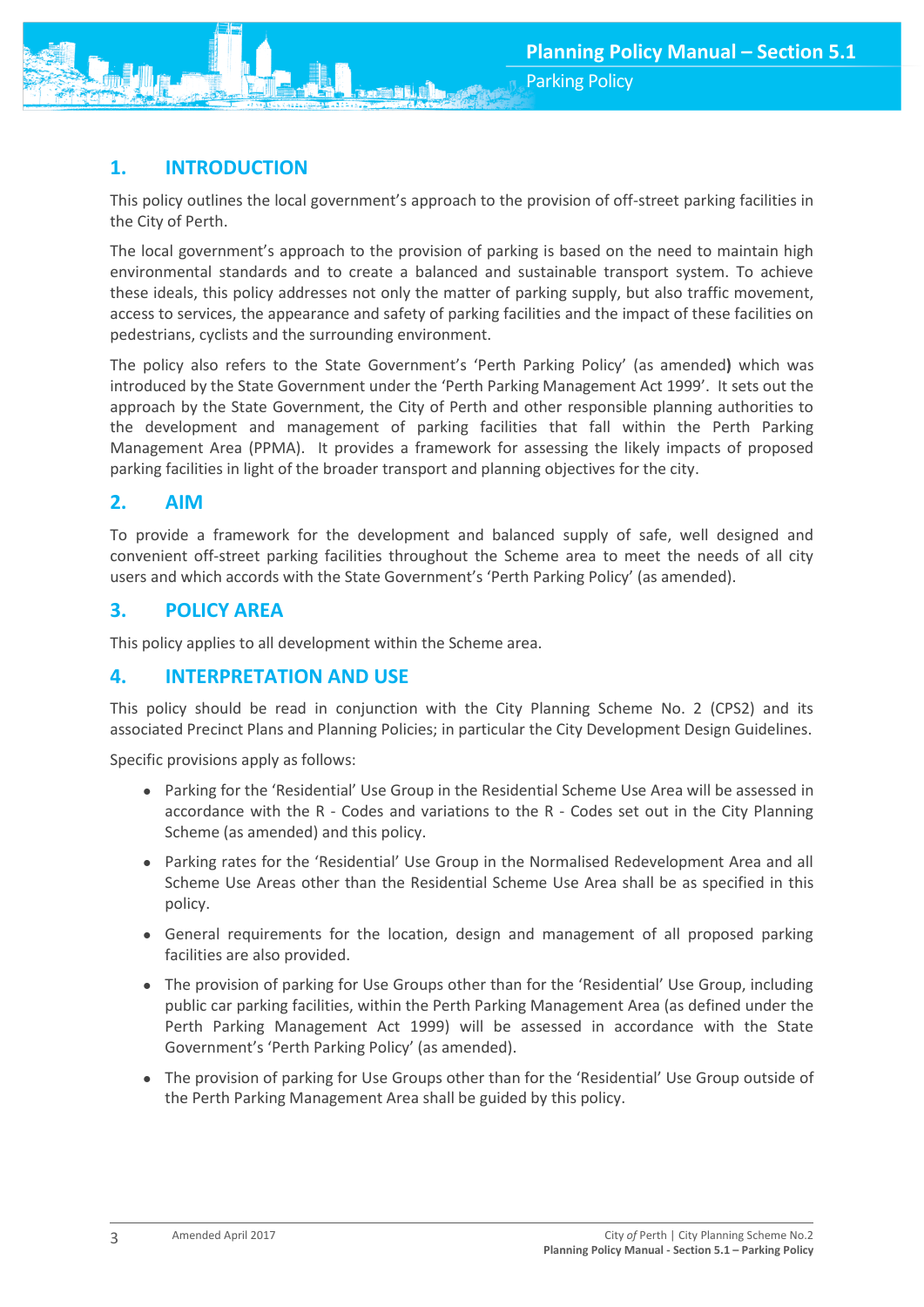## 1. INTRODUCTION

This policy outlines the local government's approach to the provision of off-street parking facilities in the City of Perth.

The local government's approach to the provision of parking is based on the need to maintain high environmental standards and to create a balanced and sustainable transport system. To achieve these ideals, this policy addresses not only the matter of parking supply, but also traffic movement, access to services, the appearance and safety of parking facilities and the impact of these facilities on pedestrians, cyclists and the surrounding environment.

The policy also refers to the State Government's 'Perth Parking Policy' (as amended**)** which was introduced by the State Government under the 'Perth Parking Management Act 1999'. It sets out the approach by the State Government, the City of Perth and other responsible planning authorities to the development and management of parking facilities that fall within the Perth Parking Management Area (PPMA). It provides a framework for assessing the likely impacts of proposed parking facilities in light of the broader transport and planning objectives for the city.

## 2. AIM

To provide a framework for the development and balanced supply of safe, well designed and convenient off-street parking facilities throughout the Scheme area to meet the needs of all city users and which accords with the State Government's 'Perth Parking Policy' (as amended).

## 3. POLICY AREA

This policy applies to all development within the Scheme area.

## 4. INTERPRETATION AND USE

This policy should be read in conjunction with the City Planning Scheme No. 2 (CPS2) and its associated Precinct Plans and Planning Policies; in particular the City Development Design Guidelines.

Specific provisions apply as follows:

- Parking for the 'Residential' Use Group in the Residential Scheme Use Area will be assessed in accordance with the R - Codes and variations to the R - Codes set out in the City Planning Scheme (as amended) and this policy.
- Parking rates for the 'Residential' Use Group in the Normalised Redevelopment Area and all Scheme Use Areas other than the Residential Scheme Use Area shall be as specified in this policy.
- General requirements for the location, design and management of all proposed parking facilities are also provided.
- The provision of parking for Use Groups other than for the 'Residential' Use Group, including public car parking facilities, within the Perth Parking Management Area (as defined under the Perth Parking Management Act 1999) will be assessed in accordance with the State Government's 'Perth Parking Policy' (as amended).
- The provision of parking for Use Groups other than for the 'Residential' Use Group outside of the Perth Parking Management Area shall be guided by this policy.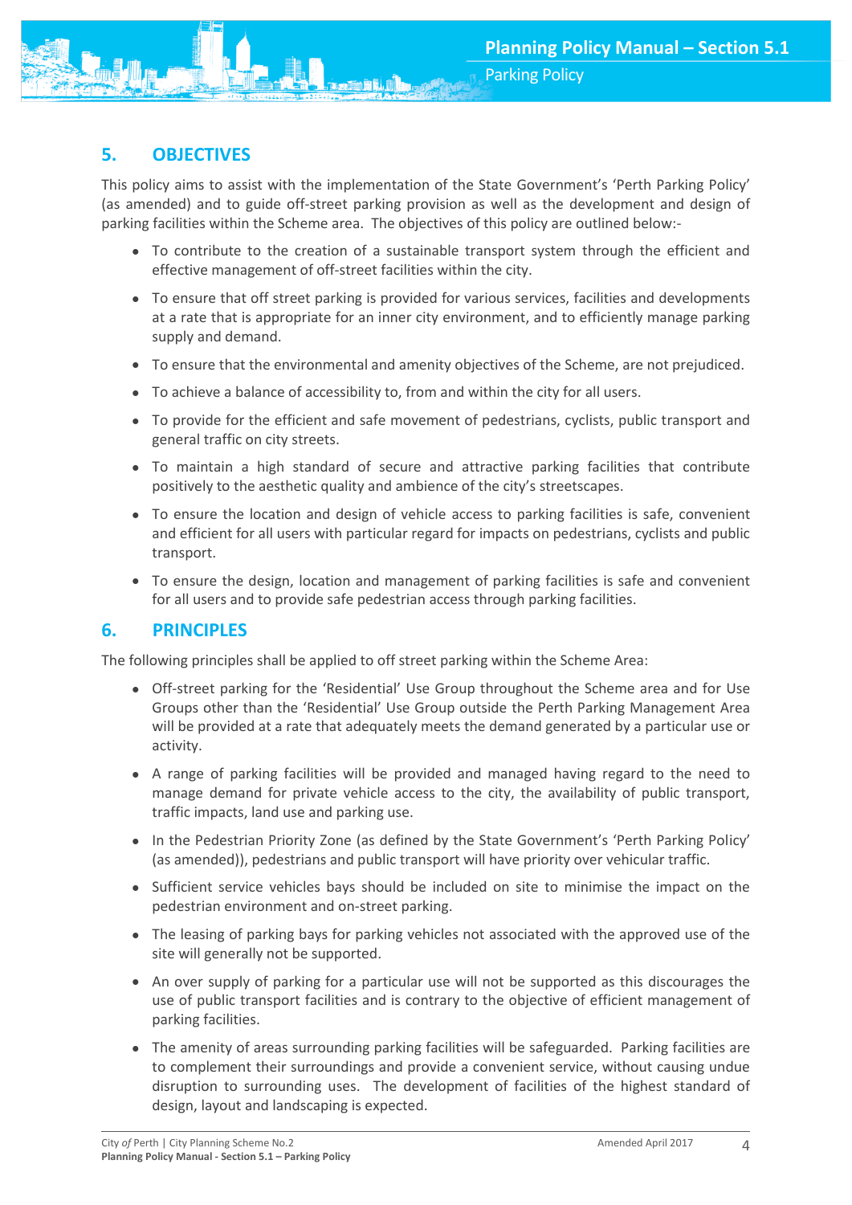## 5. OBJECTIVES

This policy aims to assist with the implementation of the State Government's 'Perth Parking Policy' (as amended) and to guide off-street parking provision as well as the development and design of parking facilities within the Scheme area. The objectives of this policy are outlined below:-

- To contribute to the creation of a sustainable transport system through the efficient and effective management of off-street facilities within the city.
- To ensure that off street parking is provided for various services, facilities and developments at a rate that is appropriate for an inner city environment, and to efficiently manage parking supply and demand.
- To ensure that the environmental and amenity objectives of the Scheme, are not prejudiced.
- To achieve a balance of accessibility to, from and within the city for all users.
- To provide for the efficient and safe movement of pedestrians, cyclists, public transport and general traffic on city streets.
- To maintain a high standard of secure and attractive parking facilities that contribute positively to the aesthetic quality and ambience of the city's streetscapes.
- To ensure the location and design of vehicle access to parking facilities is safe, convenient and efficient for all users with particular regard for impacts on pedestrians, cyclists and public transport.
- To ensure the design, location and management of parking facilities is safe and convenient for all users and to provide safe pedestrian access through parking facilities.

## 6. PRINCIPLES

The following principles shall be applied to off street parking within the Scheme Area:

- Off-street parking for the 'Residential' Use Group throughout the Scheme area and for Use Groups other than the 'Residential' Use Group outside the Perth Parking Management Area will be provided at a rate that adequately meets the demand generated by a particular use or activity.
- A range of parking facilities will be provided and managed having regard to the need to manage demand for private vehicle access to the city, the availability of public transport, traffic impacts, land use and parking use.
- In the Pedestrian Priority Zone (as defined by the State Government's 'Perth Parking Policy' (as amended)), pedestrians and public transport will have priority over vehicular traffic.
- Sufficient service vehicles bays should be included on site to minimise the impact on the pedestrian environment and on-street parking.
- The leasing of parking bays for parking vehicles not associated with the approved use of the site will generally not be supported.
- An over supply of parking for a particular use will not be supported as this discourages the use of public transport facilities and is contrary to the objective of efficient management of parking facilities.
- The amenity of areas surrounding parking facilities will be safeguarded. Parking facilities are to complement their surroundings and provide a convenient service, without causing undue disruption to surrounding uses. The development of facilities of the highest standard of design, layout and landscaping is expected.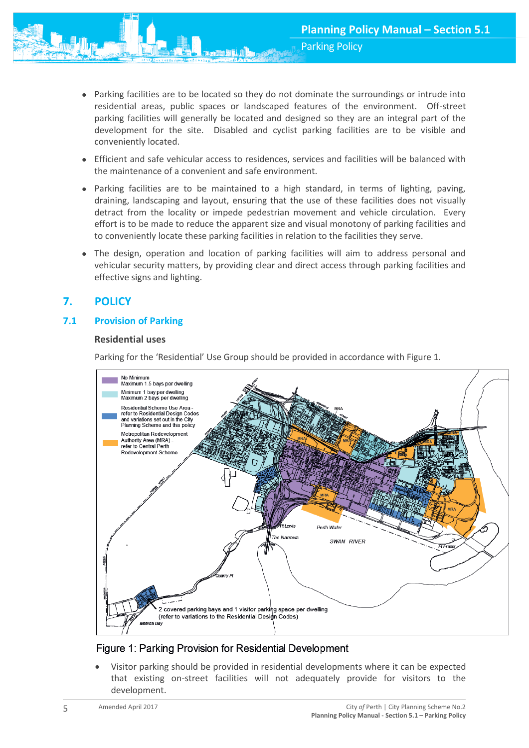- Parking facilities are to be located so they do not dominate the surroundings or intrude into residential areas, public spaces or landscaped features of the environment. Off-street parking facilities will generally be located and designed so they are an integral part of the development for the site. Disabled and cyclist parking facilities are to be visible and conveniently located.
- Efficient and safe vehicular access to residences, services and facilities will be balanced with the maintenance of a convenient and safe environment.
- Parking facilities are to be maintained to a high standard, in terms of lighting, paving, draining, landscaping and layout, ensuring that the use of these facilities does not visually detract from the locality or impede pedestrian movement and vehicle circulation. Every effort is to be made to reduce the apparent size and visual monotony of parking facilities and to conveniently locate these parking facilities in relation to the facilities they serve.
- The design, operation and location of parking facilities will aim to address personal and vehicular security matters, by providing clear and direct access through parking facilities and effective signs and lighting.

## 7. POLICY

### 7.1 Provision of Parking

**Residential uses**

Parking for the 'Residential' Use Group should be provided in accordance with Figure 1.

Figure 1: Parking Provision for Residential Development

- Visitor parking should be provided in residential developments where it can be expected that existing on-street facilities will not adequately provide for visitors to the development.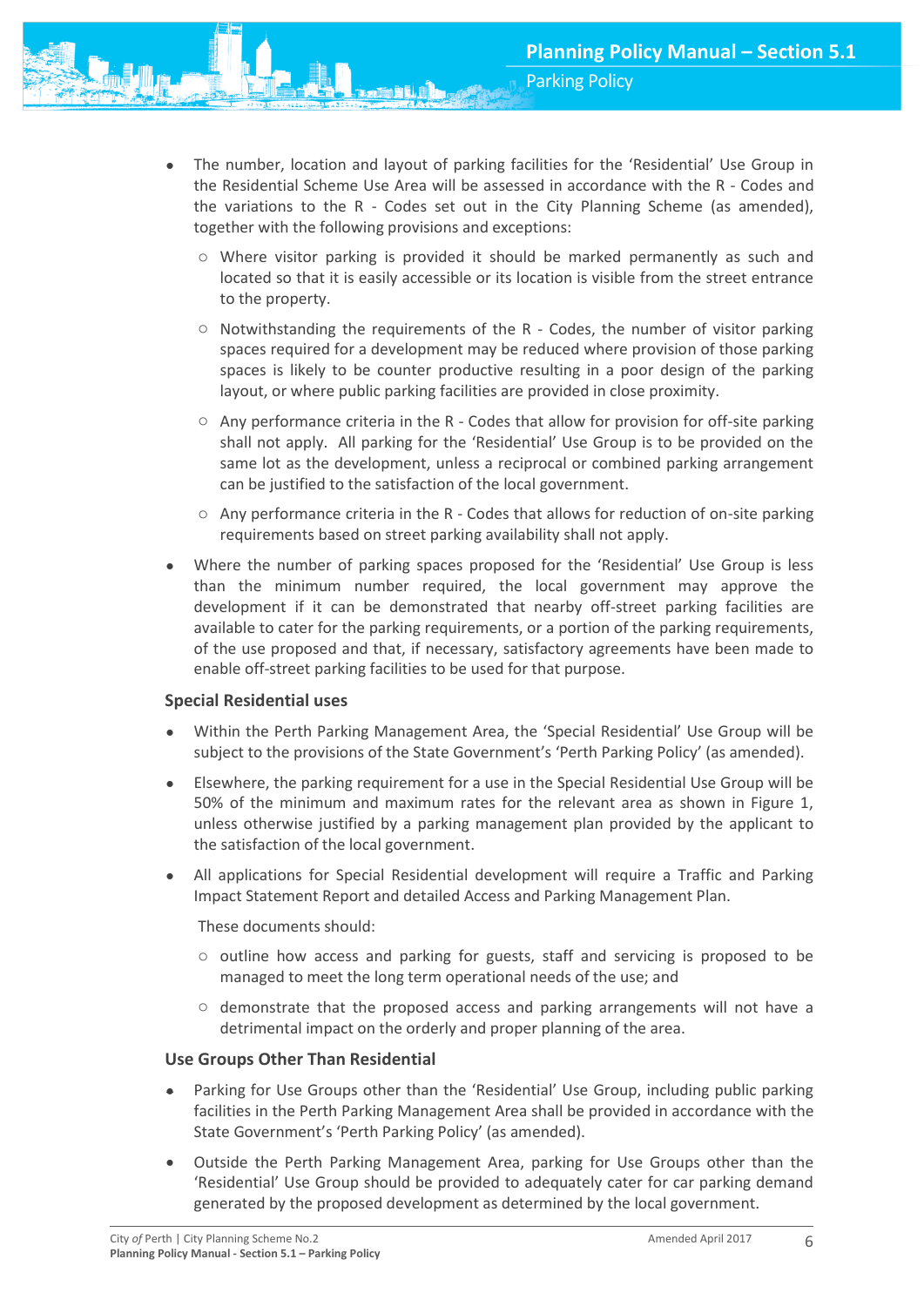- The number, location and layout of parking facilities for the 'Residential' Use Group in the Residential Scheme Use Area will be assessed in accordance with the R - Codes and the variations to the R - Codes set out in the City Planning Scheme (as amended), together with the following provisions and exceptions:
  - Where visitor parking is provided it should be marked permanently as such and located so that it is easily accessible or its location is visible from the street entrance to the property.
  - Notwithstanding the requirements of the R - Codes, the number of visitor parking spaces required for a development may be reduced where provision of those parking spaces is likely to be counter productive resulting in a poor design of the parking layout, or where public parking facilities are provided in close proximity.
  - Any performance criteria in the R - Codes that allow for provision for off-site parking shall not apply. All parking for the 'Residential' Use Group is to be provided on the same lot as the development, unless a reciprocal or combined parking arrangement can be justified to the satisfaction of the local government.
  - Any performance criteria in the R - Codes that allows for reduction of on-site parking requirements based on street parking availability shall not apply.
- Where the number of parking spaces proposed for the 'Residential' Use Group is less than the minimum number required, the local government may approve the development if it can be demonstrated that nearby off-street parking facilities are available to cater for the parking requirements, or a portion of the parking requirements, of the use proposed and that, if necessary, satisfactory agreements have been made to enable off-street parking facilities to be used for that purpose.

### Special Residential uses

- Within the Perth Parking Management Area, the 'Special Residential' Use Group will be subject to the provisions of the State Government's 'Perth Parking Policy' (as amended).
- Elsewhere, the parking requirement for a use in the Special Residential Use Group will be 50% of the minimum and maximum rates for the relevant area as shown in Figure 1, unless otherwise justified by a parking management plan provided by the applicant to the satisfaction of the local government.
- All applications for Special Residential development will require a Traffic and Parking Impact Statement Report and detailed Access and Parking Management Plan.

  These documents should:

  - outline how access and parking for guests, staff and servicing is proposed to be managed to meet the long term operational needs of the use; and
  - demonstrate that the proposed access and parking arrangements will not have a detrimental impact on the orderly and proper planning of the area.

### Use Groups Other Than Residential

- Parking for Use Groups other than the 'Residential' Use Group, including public parking facilities in the Perth Parking Management Area shall be provided in accordance with the State Government's 'Perth Parking Policy' (as amended).
- Outside the Perth Parking Management Area, parking for Use Groups other than the 'Residential' Use Group should be provided to adequately cater for car parking demand generated by the proposed development as determined by the local government.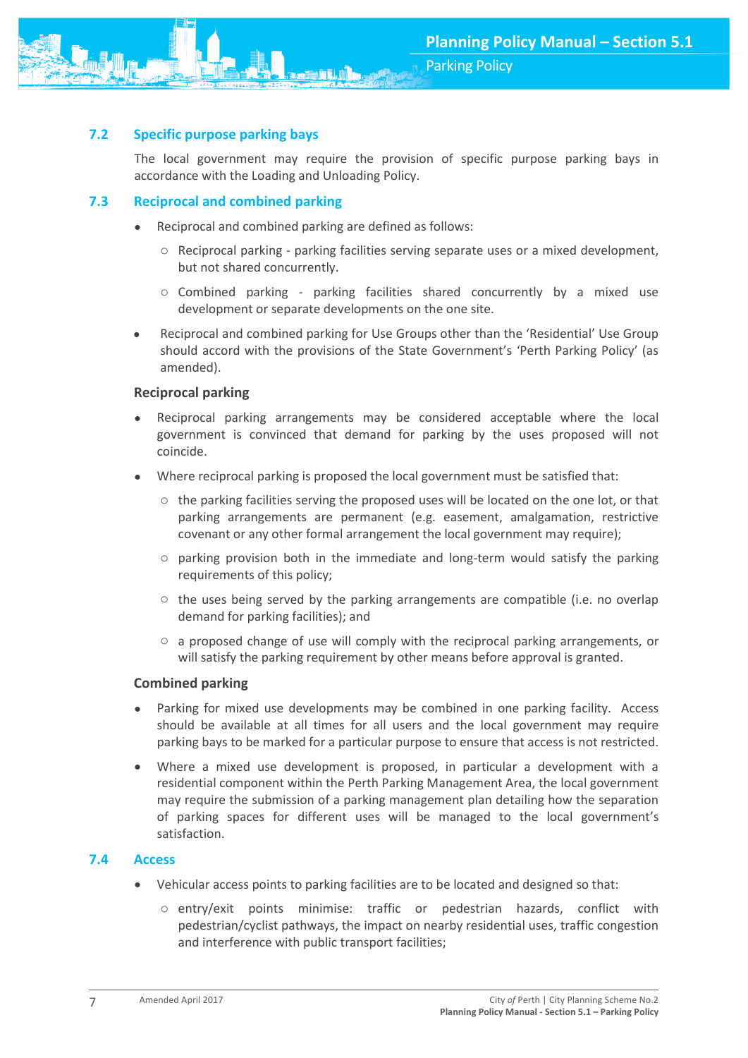## 7.2 Specific purpose parking bays

The local government may require the provision of specific purpose parking bays in accordance with the Loading and Unloading Policy.

## 7.3 Reciprocal and combined parking

- Reciprocal and combined parking are defined as follows:
  - Reciprocal parking - parking facilities serving separate uses or a mixed development, but not shared concurrently.
  - Combined parking - parking facilities shared concurrently by a mixed use development or separate developments on the one site.
- Reciprocal and combined parking for Use Groups other than the 'Residential' Use Group should accord with the provisions of the State Government's 'Perth Parking Policy' (as amended).

### Reciprocal parking

- Reciprocal parking arrangements may be considered acceptable where the local government is convinced that demand for parking by the uses proposed will not coincide.
- Where reciprocal parking is proposed the local government must be satisfied that:
  - the parking facilities serving the proposed uses will be located on the one lot, or that parking arrangements are permanent (e.g. easement, amalgamation, restrictive covenant or any other formal arrangement the local government may require);
  - parking provision both in the immediate and long-term would satisfy the parking requirements of this policy;
  - the uses being served by the parking arrangements are compatible (i.e. no overlap demand for parking facilities); and
  - a proposed change of use will comply with the reciprocal parking arrangements, or will satisfy the parking requirement by other means before approval is granted.

### Combined parking

- Parking for mixed use developments may be combined in one parking facility. Access should be available at all times for all users and the local government may require parking bays to be marked for a particular purpose to ensure that access is not restricted.
- Where a mixed use development is proposed, in particular a development with a residential component within the Perth Parking Management Area, the local government may require the submission of a parking management plan detailing how the separation of parking spaces for different uses will be managed to the local government's satisfaction.

## 7.4 Access

- Vehicular access points to parking facilities are to be located and designed so that:
  - entry/exit points minimise: traffic or pedestrian hazards, conflict with pedestrian/cyclist pathways, the impact on nearby residential uses, traffic congestion and interference with public transport facilities;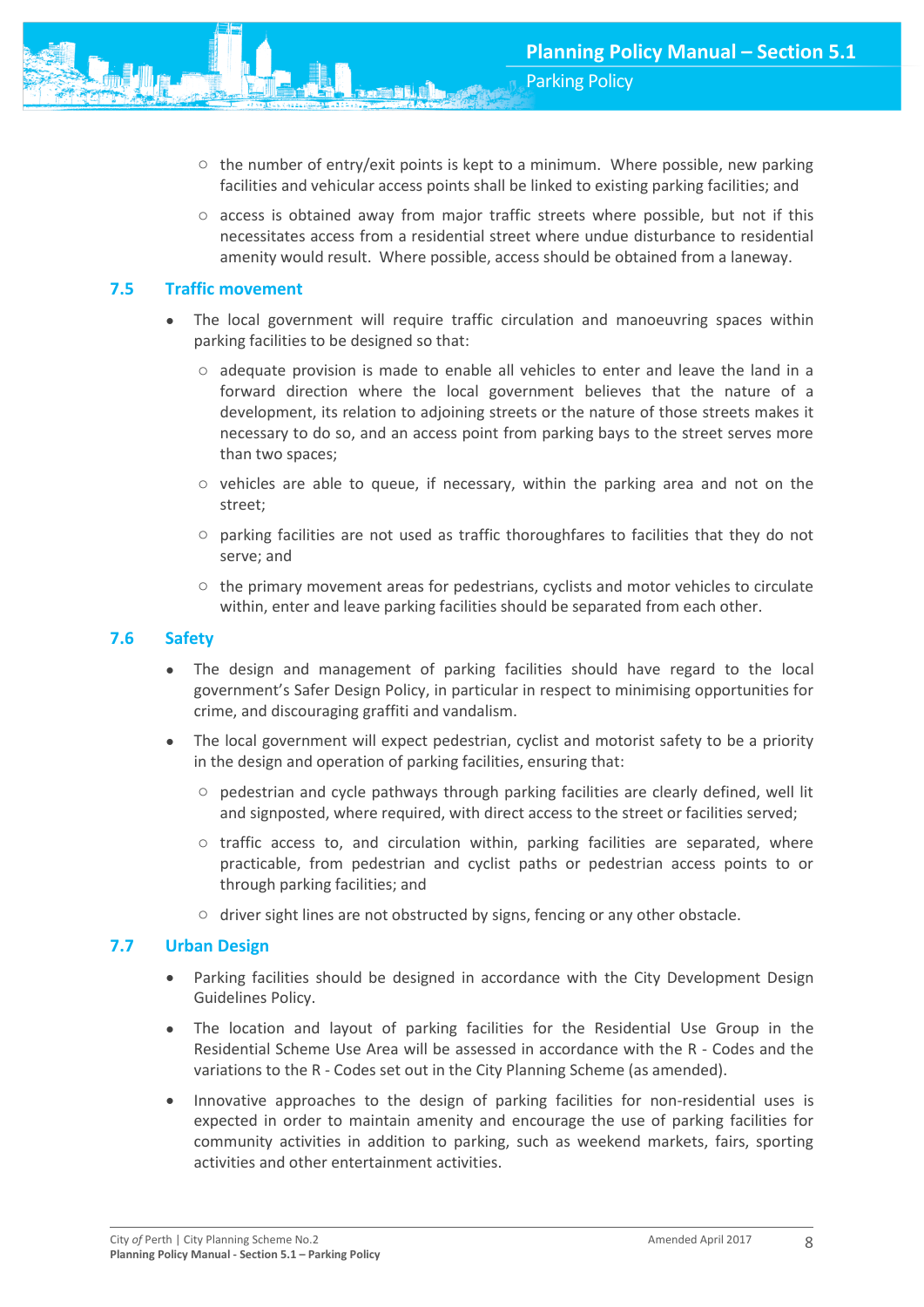- the number of entry/exit points is kept to a minimum. Where possible, new parking facilities and vehicular access points shall be linked to existing parking facilities; and
  - access is obtained away from major traffic streets where possible, but not if this necessitates access from a residential street where undue disturbance to residential amenity would result. Where possible, access should be obtained from a laneway.

## 7.5 Traffic movement

- The local government will require traffic circulation and manoeuvring spaces within parking facilities to be designed so that:
  - adequate provision is made to enable all vehicles to enter and leave the land in a forward direction where the local government believes that the nature of a development, its relation to adjoining streets or the nature of those streets makes it necessary to do so, and an access point from parking bays to the street serves more than two spaces;
  - vehicles are able to queue, if necessary, within the parking area and not on the street;
  - parking facilities are not used as traffic thoroughfares to facilities that they do not serve; and
  - the primary movement areas for pedestrians, cyclists and motor vehicles to circulate within, enter and leave parking facilities should be separated from each other.

## 7.6 Safety

- The design and management of parking facilities should have regard to the local government's Safer Design Policy, in particular in respect to minimising opportunities for crime, and discouraging graffiti and vandalism.
- The local government will expect pedestrian, cyclist and motorist safety to be a priority in the design and operation of parking facilities, ensuring that:
  - pedestrian and cycle pathways through parking facilities are clearly defined, well lit and signposted, where required, with direct access to the street or facilities served;
  - traffic access to, and circulation within, parking facilities are separated, where practicable, from pedestrian and cyclist paths or pedestrian access points to or through parking facilities; and
  - driver sight lines are not obstructed by signs, fencing or any other obstacle.

## 7.7 Urban Design

- Parking facilities should be designed in accordance with the City Development Design Guidelines Policy.
- The location and layout of parking facilities for the Residential Use Group in the Residential Scheme Use Area will be assessed in accordance with the R - Codes and the variations to the R - Codes set out in the City Planning Scheme (as amended).
- Innovative approaches to the design of parking facilities for non-residential uses is expected in order to maintain amenity and encourage the use of parking facilities for community activities in addition to parking, such as weekend markets, fairs, sporting activities and other entertainment activities.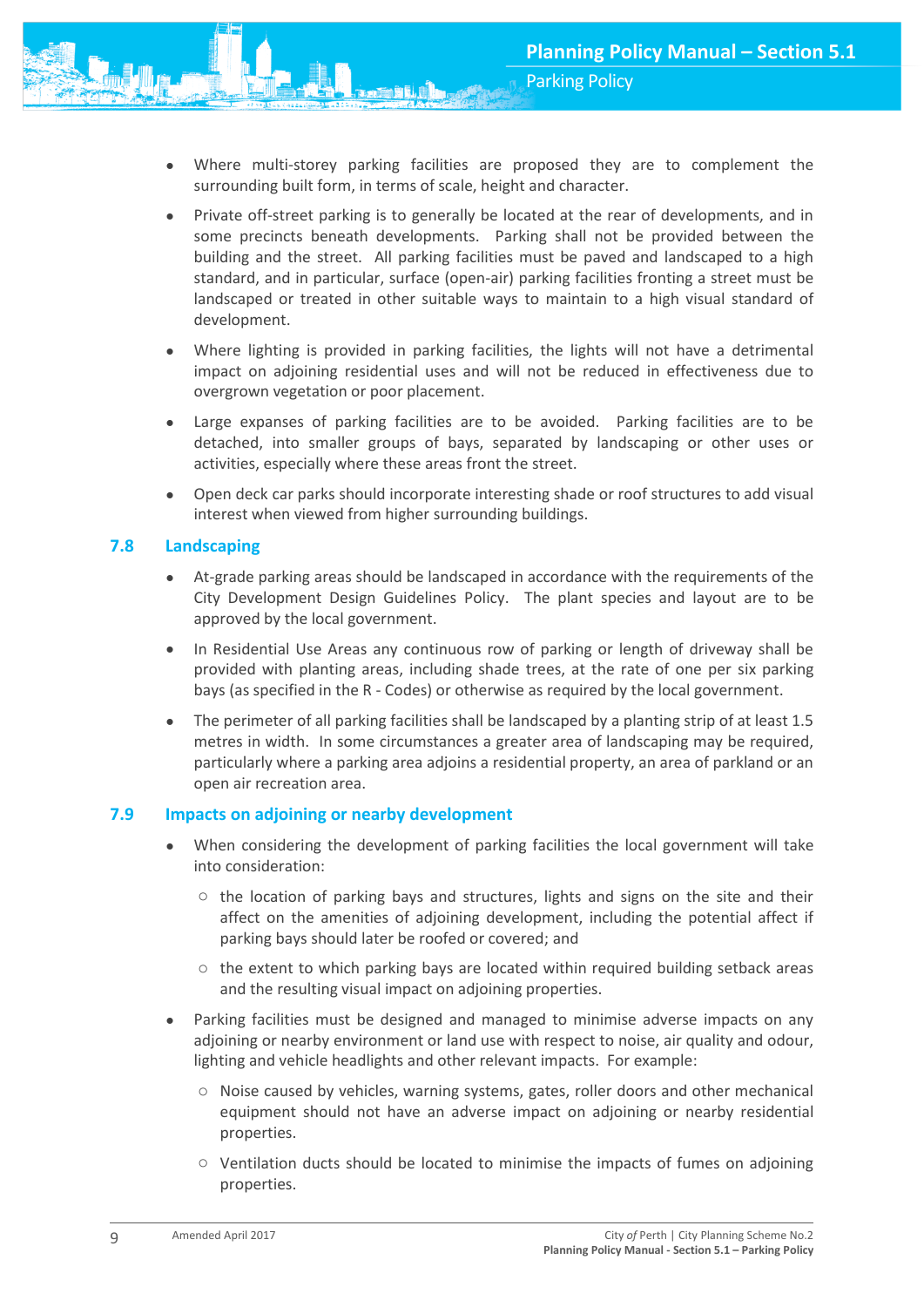- Where multi-storey parking facilities are proposed they are to complement the surrounding built form, in terms of scale, height and character.
- Private off-street parking is to generally be located at the rear of developments, and in some precincts beneath developments. Parking shall not be provided between the building and the street. All parking facilities must be paved and landscaped to a high standard, and in particular, surface (open-air) parking facilities fronting a street must be landscaped or treated in other suitable ways to maintain to a high visual standard of development.
- Where lighting is provided in parking facilities, the lights will not have a detrimental impact on adjoining residential uses and will not be reduced in effectiveness due to overgrown vegetation or poor placement.
- Large expanses of parking facilities are to be avoided. Parking facilities are to be detached, into smaller groups of bays, separated by landscaping or other uses or activities, especially where these areas front the street.
- Open deck car parks should incorporate interesting shade or roof structures to add visual interest when viewed from higher surrounding buildings.

## 7.8 Landscaping

- At-grade parking areas should be landscaped in accordance with the requirements of the City Development Design Guidelines Policy. The plant species and layout are to be approved by the local government.
- In Residential Use Areas any continuous row of parking or length of driveway shall be provided with planting areas, including shade trees, at the rate of one per six parking bays (as specified in the R - Codes) or otherwise as required by the local government.
- The perimeter of all parking facilities shall be landscaped by a planting strip of at least 1.5 metres in width. In some circumstances a greater area of landscaping may be required, particularly where a parking area adjoins a residential property, an area of parkland or an open air recreation area.

## 7.9 Impacts on adjoining or nearby development

- When considering the development of parking facilities the local government will take into consideration:
  - the location of parking bays and structures, lights and signs on the site and their affect on the amenities of adjoining development, including the potential affect if parking bays should later be roofed or covered; and
  - the extent to which parking bays are located within required building setback areas and the resulting visual impact on adjoining properties.
- Parking facilities must be designed and managed to minimise adverse impacts on any adjoining or nearby environment or land use with respect to noise, air quality and odour, lighting and vehicle headlights and other relevant impacts. For example:
  - Noise caused by vehicles, warning systems, gates, roller doors and other mechanical equipment should not have an adverse impact on adjoining or nearby residential properties.
  - Ventilation ducts should be located to minimise the impacts of fumes on adjoining properties.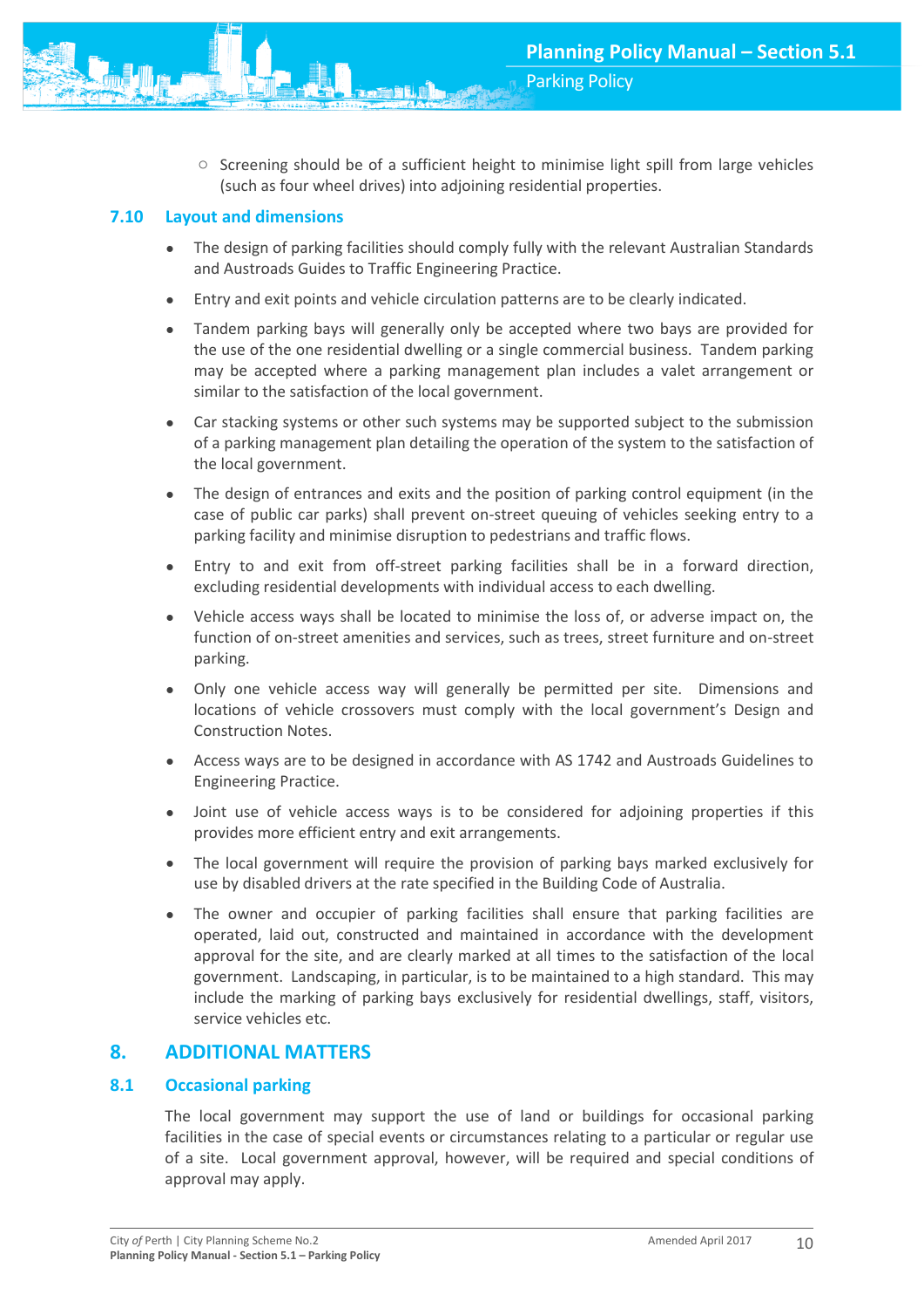- Screening should be of a sufficient height to minimise light spill from large vehicles (such as four wheel drives) into adjoining residential properties.

### 7.10 Layout and dimensions

- The design of parking facilities should comply fully with the relevant Australian Standards and Austroads Guides to Traffic Engineering Practice.
- Entry and exit points and vehicle circulation patterns are to be clearly indicated.
- Tandem parking bays will generally only be accepted where two bays are provided for the use of the one residential dwelling or a single commercial business. Tandem parking may be accepted where a parking management plan includes a valet arrangement or similar to the satisfaction of the local government.
- Car stacking systems or other such systems may be supported subject to the submission of a parking management plan detailing the operation of the system to the satisfaction of the local government.
- The design of entrances and exits and the position of parking control equipment (in the case of public car parks) shall prevent on-street queuing of vehicles seeking entry to a parking facility and minimise disruption to pedestrians and traffic flows.
- Entry to and exit from off-street parking facilities shall be in a forward direction, excluding residential developments with individual access to each dwelling.
- Vehicle access ways shall be located to minimise the loss of, or adverse impact on, the function of on-street amenities and services, such as trees, street furniture and on-street parking.
- Only one vehicle access way will generally be permitted per site. Dimensions and locations of vehicle crossovers must comply with the local government's Design and Construction Notes.
- Access ways are to be designed in accordance with AS 1742 and Austroads Guidelines to Engineering Practice.
- Joint use of vehicle access ways is to be considered for adjoining properties if this provides more efficient entry and exit arrangements.
- The local government will require the provision of parking bays marked exclusively for use by disabled drivers at the rate specified in the Building Code of Australia.
- The owner and occupier of parking facilities shall ensure that parking facilities are operated, laid out, constructed and maintained in accordance with the development approval for the site, and are clearly marked at all times to the satisfaction of the local government. Landscaping, in particular, is to be maintained to a high standard. This may include the marking of parking bays exclusively for residential dwellings, staff, visitors, service vehicles etc.

## 8. ADDITIONAL MATTERS

### 8.1 Occasional parking

The local government may support the use of land or buildings for occasional parking facilities in the case of special events or circumstances relating to a particular or regular use of a site. Local government approval, however, will be required and special conditions of approval may apply.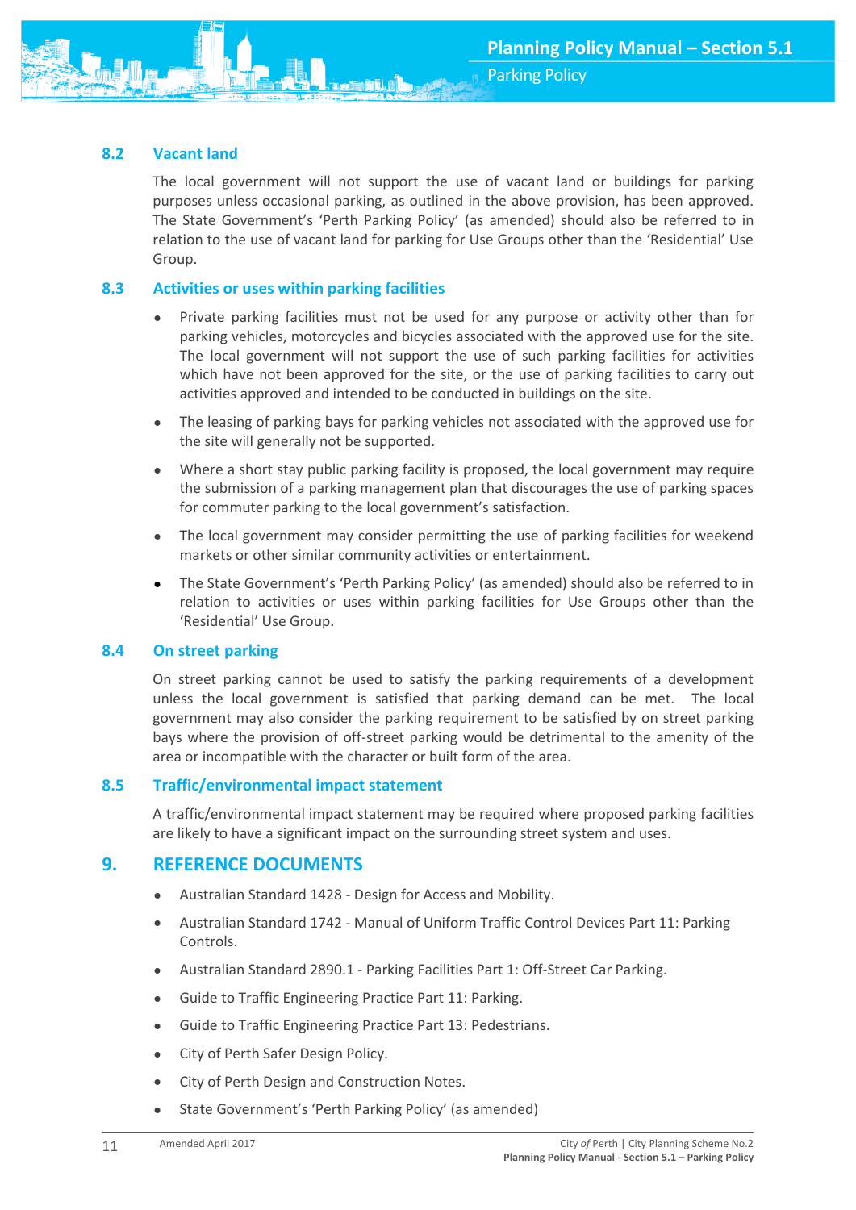### 8.2 Vacant land

The local government will not support the use of vacant land or buildings for parking purposes unless occasional parking, as outlined in the above provision, has been approved. The State Government's 'Perth Parking Policy' (as amended) should also be referred to in relation to the use of vacant land for parking for Use Groups other than the 'Residential' Use Group.

### 8.3 Activities or uses within parking facilities

- Private parking facilities must not be used for any purpose or activity other than for parking vehicles, motorcycles and bicycles associated with the approved use for the site. The local government will not support the use of such parking facilities for activities which have not been approved for the site, or the use of parking facilities to carry out activities approved and intended to be conducted in buildings on the site.
- The leasing of parking bays for parking vehicles not associated with the approved use for the site will generally not be supported.
- Where a short stay public parking facility is proposed, the local government may require the submission of a parking management plan that discourages the use of parking spaces for commuter parking to the local government's satisfaction.
- The local government may consider permitting the use of parking facilities for weekend markets or other similar community activities or entertainment.
- The State Government's 'Perth Parking Policy' (as amended) should also be referred to in relation to activities or uses within parking facilities for Use Groups other than the 'Residential' Use Group.

### 8.4 On street parking

On street parking cannot be used to satisfy the parking requirements of a development unless the local government is satisfied that parking demand can be met. The local government may also consider the parking requirement to be satisfied by on street parking bays where the provision of off-street parking would be detrimental to the amenity of the area or incompatible with the character or built form of the area.

### 8.5 Traffic/environmental impact statement

A traffic/environmental impact statement may be required where proposed parking facilities are likely to have a significant impact on the surrounding street system and uses.

## 9. REFERENCE DOCUMENTS

- Australian Standard 1428 - Design for Access and Mobility.
- Australian Standard 1742 - Manual of Uniform Traffic Control Devices Part 11: Parking Controls.
- Australian Standard 2890.1 - Parking Facilities Part 1: Off-Street Car Parking.
- Guide to Traffic Engineering Practice Part 11: Parking.
- Guide to Traffic Engineering Practice Part 13: Pedestrians.
- City of Perth Safer Design Policy.
- City of Perth Design and Construction Notes.
- State Government's 'Perth Parking Policy' (as amended)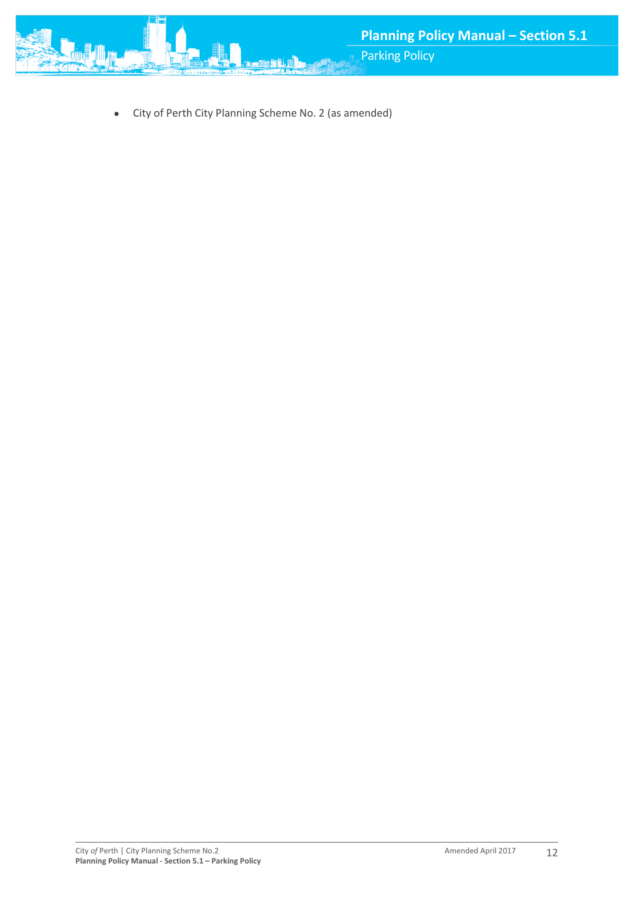- City of Perth City Planning Scheme No. 2 (as amended)